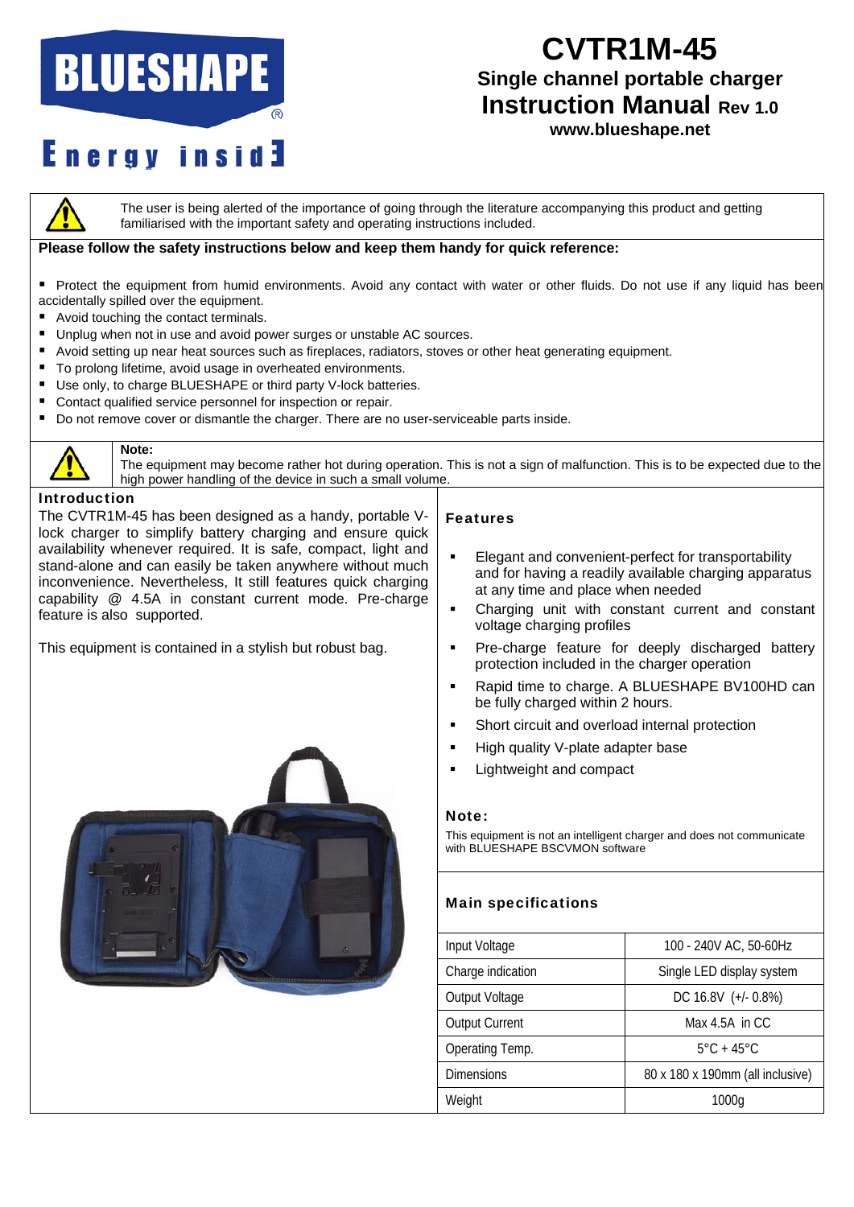BLUESHAPE®

Energy inside

# CVTR1M-45

## Single channel portable charger

## Instruction Manual Rev 1.0

**www.blueshape.net**

The user is being alerted of the importance of going through the literature accompanying this product and getting familiarised with the important safety and operating instructions included.

**Please follow the safety instructions below and keep them handy for quick reference:**

- Protect the equipment from humid environments. Avoid any contact with water or other fluids. Do not use if any liquid has been accidentally spilled over the equipment.
- Avoid touching the contact terminals.
- Unplug when not in use and avoid power surges or unstable AC sources.
- Avoid setting up near heat sources such as fireplaces, radiators, stoves or other heat generating equipment.
- To prolong lifetime, avoid usage in overheated environments.
- Use only, to charge BLUESHAPE or third party V-lock batteries.
- Contact qualified service personnel for inspection or repair.
- Do not remove cover or dismantle the charger. There are no user-serviceable parts inside.

**Note:**
The equipment may become rather hot during operation. This is not a sign of malfunction. This is to be expected due to the high power handling of the device in such a small volume.

### Introduction

The CVTR1M-45 has been designed as a handy, portable V-lock charger to simplify battery charging and ensure quick availability whenever required. It is safe, compact, light and stand-alone and can easily be taken anywhere without much inconvenience. Nevertheless, It still features quick charging capability @ 4.5A in constant current mode. Pre-charge feature is also supported.

This equipment is contained in a stylish but robust bag.

### Features

- Elegant and convenient-perfect for transportability and for having a readily available charging apparatus at any time and place when needed
- Charging unit with constant current and constant voltage charging profiles
- Pre-charge feature for deeply discharged battery protection included in the charger operation
- Rapid time to charge. A BLUESHAPE BV100HD can be fully charged within 2 hours.
- Short circuit and overload internal protection
- High quality V-plate adapter base
- Lightweight and compact

### Note:

This equipment is not an intelligent charger and does not communicate with BLUESHAPE BSCVMON software

### Main specifications

| | |
|---|---|
| Input Voltage | 100 - 240V AC, 50-60Hz |
| Charge indication | Single LED display system |
| Output Voltage | DC 16.8V (+/- 0.8%) |
| Output Current | Max 4.5A in CC |
| Operating Temp. | 5°C + 45°C |
| Dimensions | 80 x 180 x 190mm (all inclusive) |
| Weight | 1000g |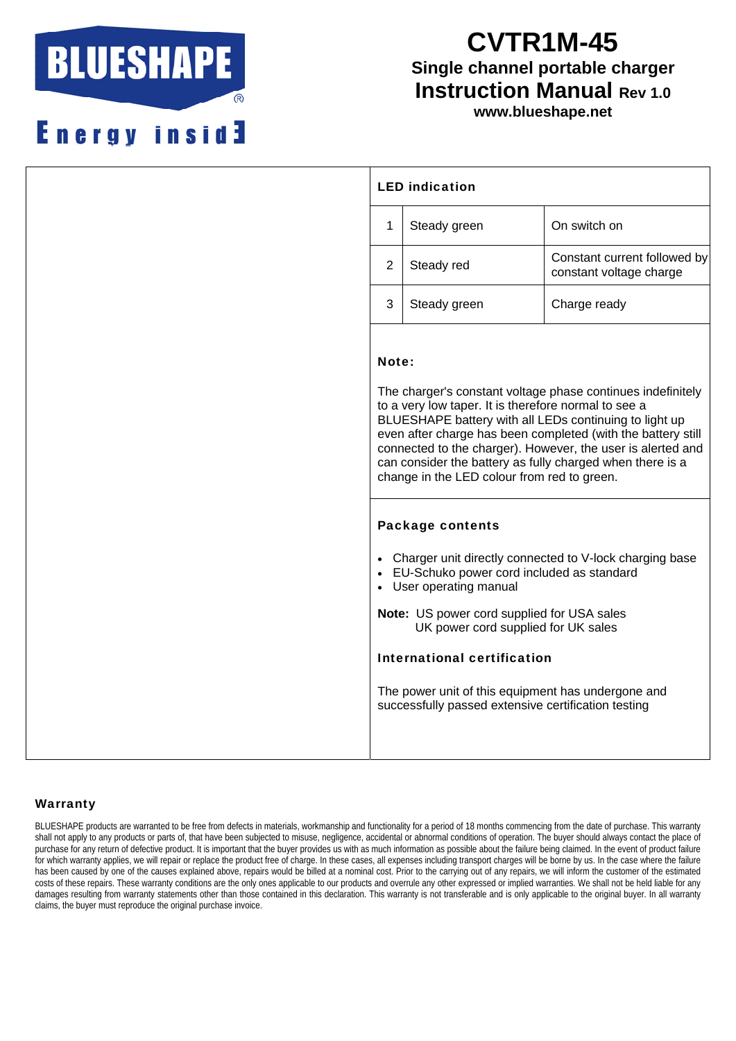BLUESHAPE®

Energy insid∃

# CVTR1M-45

## Single channel portable charger

## Instruction Manual Rev 1.0

**www.blueshape.net**

### LED indication

| | | |
|---|---|---|
| 1 | Steady green | On switch on |
| 2 | Steady red | Constant current followed by constant voltage charge |
| 3 | Steady green | Charge ready |

**Note:**

The charger's constant voltage phase continues indefinitely to a very low taper. It is therefore normal to see a BLUESHAPE battery with all LEDs continuing to light up even after charge has been completed (with the battery still connected to the charger). However, the user is alerted and can consider the battery as fully charged when there is a change in the LED colour from red to green.

### Package contents

- Charger unit directly connected to V-lock charging base
- EU-Schuko power cord included as standard
- User operating manual

**Note:** US power cord supplied for USA sales
UK power cord supplied for UK sales

### International certification

The power unit of this equipment has undergone and successfully passed extensive certification testing

### Warranty

BLUESHAPE products are warranted to be free from defects in materials, workmanship and functionality for a period of 18 months commencing from the date of purchase. This warranty shall not apply to any products or parts of, that have been subjected to misuse, negligence, accidental or abnormal conditions of operation. The buyer should always contact the place of purchase for any return of defective product. It is important that the buyer provides us with as much information as possible about the failure being claimed. In the event of product failure for which warranty applies, we will repair or replace the product free of charge. In these cases, all expenses including transport charges will be borne by us. In the case where the failure has been caused by one of the causes explained above, repairs would be billed at a nominal cost. Prior to the carrying out of any repairs, we will inform the customer of the estimated costs of these repairs. These warranty conditions are the only ones applicable to our products and overrule any other expressed or implied warranties. We shall not be held liable for any damages resulting from warranty statements other than those contained in this declaration. This warranty is not transferable and is only applicable to the original buyer. In all warranty claims, the buyer must reproduce the original purchase invoice.